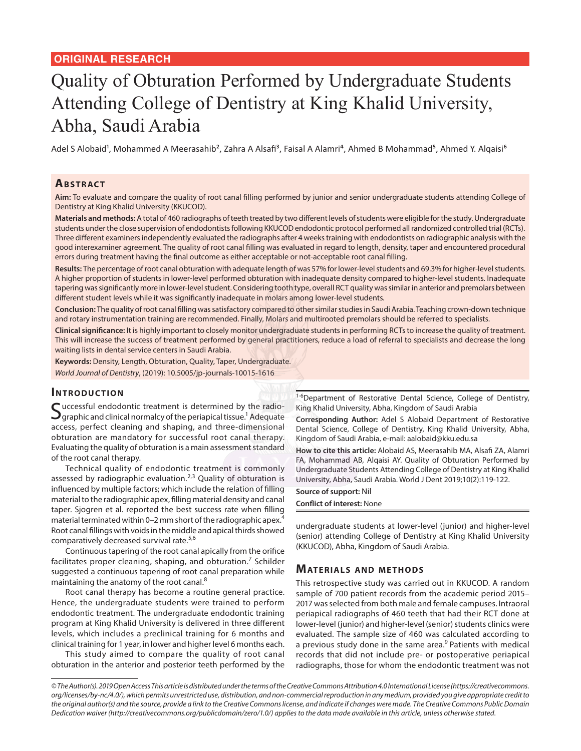ORIGINAL RESEARCH

# Quality of Obturation Performed by Undergraduate Students Attending College of Dentistry at King Khalid University, Abha, Saudi Arabia

Adel S Alobaid[1], Mohammed A Meerasahib[2], Zahra A Alsafi[3], Faisal A Alamri[4], Ahmed B Mohammad[5], Ahmed Y. Alqaisi[6]

## Abstract

**Aim:** To evaluate and compare the quality of root canal filling performed by junior and senior undergraduate students attending College of Dentistry at King Khalid University (KKUCOD).

**Materials and methods:** A total of 460 radiographs of teeth treated by two different levels of students were eligible for the study. Undergraduate students under the close supervision of endodontists following KKUCOD endodontic protocol performed all randomized controlled trial (RCTs). Three different examiners independently evaluated the radiographs after 4 weeks training with endodontists on radiographic analysis with the good interexaminer agreement. The quality of root canal filling was evaluated in regard to length, density, taper and encountered procedural errors during treatment having the final outcome as either acceptable or not-acceptable root canal filling.

**Results:** The percentage of root canal obturation with adequate length of was 57% for lower-level students and 69.3% for higher-level students. A higher proportion of students in lower-level performed obturation with inadequate density compared to higher-level students. Inadequate tapering was significantly more in lower-level student. Considering tooth type, overall RCT quality was similar in anterior and premolars between different student levels while it was significantly inadequate in molars among lower-level students.

**Conclusion:** The quality of root canal filling was satisfactory compared to other similar studies in Saudi Arabia. Teaching crown-down technique and rotary instrumentation training are recommended. Finally, Molars and multirooted premolars should be referred to specialists.

**Clinical significance:** It is highly important to closely monitor undergraduate students in performing RCTs to increase the quality of treatment. This will increase the success of treatment performed by general practitioners, reduce a load of referral to specialists and decrease the long waiting lists in dental service centers in Saudi Arabia.

**Keywords:** Density, Length, Obturation, Quality, Taper, Undergraduate.

*World Journal of Dentistry*, (2019): 10.5005/jp-journals-10015-1616

## Introduction

Successful endodontic treatment is determined by the radiographic and clinical normalcy of the periapical tissue.[1] Adequate access, perfect cleaning and shaping, and three-dimensional obturation are mandatory for successful root canal therapy. Evaluating the quality of obturation is a main assessment standard of the root canal therapy.

Technical quality of endodontic treatment is commonly assessed by radiographic evaluation.[2,3] Quality of obturation is influenced by multiple factors; which include the relation of filling material to the radiographic apex, filling material density and canal taper. Sjogren et al. reported the best success rate when filling material terminated within 0–2 mm short of the radiographic apex.[4] Root canal fillings with voids in the middle and apical thirds showed comparatively decreased survival rate.[5,6]

Continuous tapering of the root canal apically from the orifice facilitates proper cleaning, shaping, and obturation.[7] Schilder suggested a continuous tapering of root canal preparation while maintaining the anatomy of the root canal.[8]

Root canal therapy has become a routine general practice. Hence, the undergraduate students were trained to perform endodontic treatment. The undergraduate endodontic training program at King Khalid University is delivered in three different levels, which includes a preclinical training for 6 months and clinical training for 1 year, in lower and higher level 6 months each.

This study aimed to compare the quality of root canal obturation in the anterior and posterior teeth performed by the undergraduate students at lower-level (junior) and higher-level (senior) attending College of Dentistry at King Khalid University (KKUCOD), Abha, Kingdom of Saudi Arabia.

[1-6]Department of Restorative Dental Science, College of Dentistry, King Khalid University, Abha, Kingdom of Saudi Arabia

**Corresponding Author:** Adel S Alobaid Department of Restorative Dental Science, College of Dentistry, King Khalid University, Abha, Kingdom of Saudi Arabia, e-mail: aalobaid@kku.edu.sa

**How to cite this article:** Alobaid AS, Meerasahib MA, Alsafi ZA, Alamri FA, Mohammad AB, Alqaisi AY. Quality of Obturation Performed by Undergraduate Students Attending College of Dentistry at King Khalid University, Abha, Saudi Arabia. World J Dent 2019;10(2):119-122.

**Source of support:** Nil

**Conflict of interest:** None

## Materials and methods

This retrospective study was carried out in KKUCOD. A random sample of 700 patient records from the academic period 2015–2017 was selected from both male and female campuses. Intraoral periapical radiographs of 460 teeth that had their RCT done at lower-level (junior) and higher-level (senior) students clinics were evaluated. The sample size of 460 was calculated according to a previous study done in the same area.[9] Patients with medical records that did not include pre- or postoperative periapical radiographs, those for whom the endodontic treatment was not

*© The Author(s). 2019 Open Access This article is distributed under the terms of the Creative Commons Attribution 4.0 International License (https://creativecommons.org/licenses/by-nc/4.0/), which permits unrestricted use, distribution, and non-commercial reproduction in any medium, provided you give appropriate credit to the original author(s) and the source, provide a link to the Creative Commons license, and indicate if changes were made. The Creative Commons Public Domain Dedication waiver (http://creativecommons.org/publicdomain/zero/1.0/) applies to the data made available in this article, unless otherwise stated.*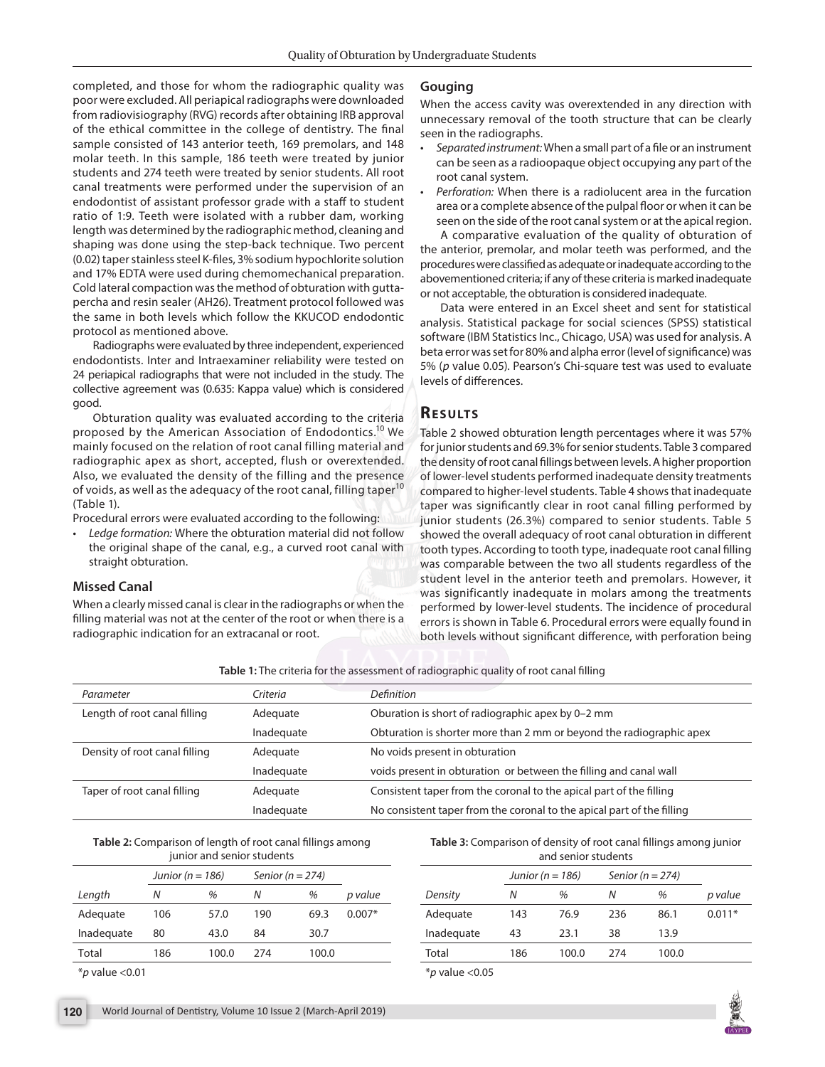completed, and those for whom the radiographic quality was poor were excluded. All periapical radiographs were downloaded from radiovisiography (RVG) records after obtaining IRB approval of the ethical committee in the college of dentistry. The final sample consisted of 143 anterior teeth, 169 premolars, and 148 molar teeth. In this sample, 186 teeth were treated by junior students and 274 teeth were treated by senior students. All root canal treatments were performed under the supervision of an endodontist of assistant professor grade with a staff to student ratio of 1:9. Teeth were isolated with a rubber dam, working length was determined by the radiographic method, cleaning and shaping was done using the step-back technique. Two percent (0.02) taper stainless steel K-files, 3% sodium hypochlorite solution and 17% EDTA were used during chemomechanical preparation. Cold lateral compaction was the method of obturation with gutta-percha and resin sealer (AH26). Treatment protocol followed was the same in both levels which follow the KKUCOD endodontic protocol as mentioned above.

Radiographs were evaluated by three independent, experienced endodontists. Inter and Intraexaminer reliability were tested on 24 periapical radiographs that were not included in the study. The collective agreement was (0.635: Kappa value) which is considered good.

Obturation quality was evaluated according to the criteria proposed by the American Association of Endodontics.[10] We mainly focused on the relation of root canal filling material and radiographic apex as short, accepted, flush or overextended. Also, we evaluated the density of the filling and the presence of voids, as well as the adequacy of the root canal, filling taper[10] (Table 1).

Procedural errors were evaluated according to the following:

- *Ledge formation:* Where the obturation material did not follow the original shape of the canal, e.g., a curved root canal with straight obturation.

### Missed Canal

When a clearly missed canal is clear in the radiographs or when the filling material was not at the center of the root or when there is a radiographic indication for an extracanal or root.

### Gouging

When the access cavity was overextended in any direction with unnecessary removal of the tooth structure that can be clearly seen in the radiographs.

- *Separated instrument:* When a small part of a file or an instrument can be seen as a radioopaque object occupying any part of the root canal system.
- *Perforation:* When there is a radiolucent area in the furcation area or a complete absence of the pulpal floor or when it can be seen on the side of the root canal system or at the apical region.

A comparative evaluation of the quality of obturation of the anterior, premolar, and molar teeth was performed, and the procedures were classified as adequate or inadequate according to the abovementioned criteria; if any of these criteria is marked inadequate or not acceptable, the obturation is considered inadequate.

Data were entered in an Excel sheet and sent for statistical analysis. Statistical package for social sciences (SPSS) statistical software (IBM Statistics Inc., Chicago, USA) was used for analysis. A beta error was set for 80% and alpha error (level of significance) was 5% (*p* value 0.05). Pearson's Chi-square test was used to evaluate levels of differences.

## Results

Table 2 showed obturation length percentages where it was 57% for junior students and 69.3% for senior students. Table 3 compared the density of root canal fillings between levels. A higher proportion of lower-level students performed inadequate density treatments compared to higher-level students. Table 4 shows that inadequate taper was significantly clear in root canal filling performed by junior students (26.3%) compared to senior students. Table 5 showed the overall adequacy of root canal obturation in different tooth types. According to tooth type, inadequate root canal filling was comparable between the two all students regardless of the student level in the anterior teeth and premolars. However, it was significantly inadequate in molars among the treatments performed by lower-level students. The incidence of procedural errors is shown in Table 6. Procedural errors were equally found in both levels without significant difference, with perforation being

**Table 1:** The criteria for the assessment of radiographic quality of root canal filling

| *Parameter* | *Criteria* | *Definition* |
|---|---|---|
| Length of root canal filling | Adequate | Oburation is short of radiographic apex by 0–2 mm |
| | Inadequate | Obturation is shorter more than 2 mm or beyond the radiographic apex |
| Density of root canal filling | Adequate | No voids present in obturation |
| | Inadequate | voids present in obturation or between the filling and canal wall |
| Taper of root canal filling | Adequate | Consistent taper from the coronal to the apical part of the filling |
| | Inadequate | No consistent taper from the coronal to the apical part of the filling |

**Table 2:** Comparison of length of root canal fillings among junior and senior students

| | *Junior (n = 186)* | | *Senior (n = 274)* | | |
|---|---|---|---|---|---|
| *Length* | *N* | *%* | *N* | *%* | *p value* |
| Adequate | 106 | 57.0 | 190 | 69.3 | 0.007* |
| Inadequate | 80 | 43.0 | 84 | 30.7 | |
| Total | 186 | 100.0 | 274 | 100.0 | |

*$p$ value <0.01

**Table 3:** Comparison of density of root canal fillings among junior and senior students

| | *Junior (n = 186)* | | *Senior (n = 274)* | | |
|---|---|---|---|---|---|
| *Density* | *N* | *%* | *N* | *%* | *p value* |
| Adequate | 143 | 76.9 | 236 | 86.1 | 0.011* |
| Inadequate | 43 | 23.1 | 38 | 13.9 | |
| Total | 186 | 100.0 | 274 | 100.0 | |

*$p$ value <0.05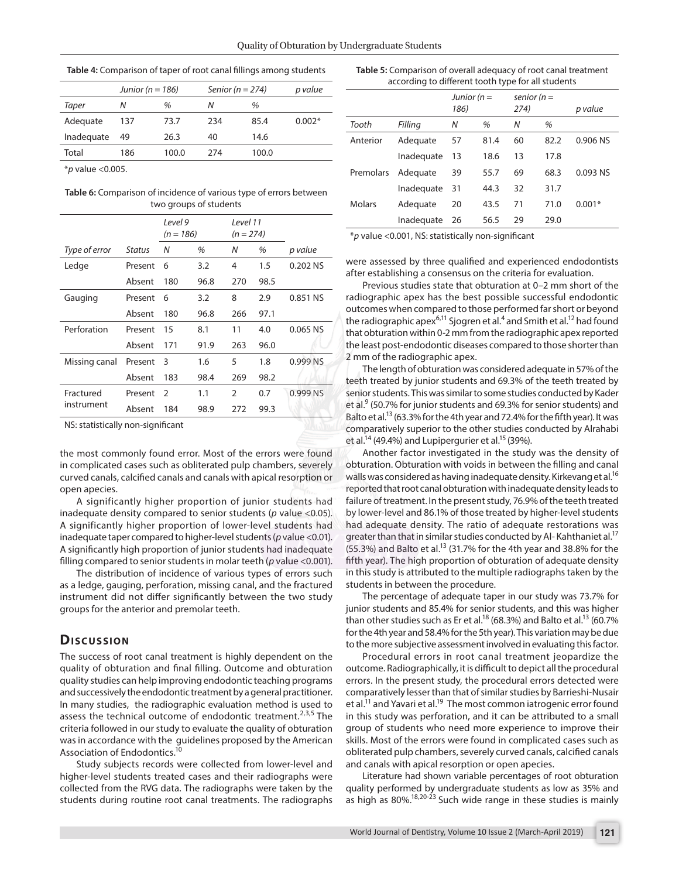**Table 4:** Comparison of taper of root canal fillings among students

| | *Junior (n = 186)* | | *Senior (n = 274)* | | *p value* |
|---|---|---|---|---|---|
| *Taper* | *N* | *%* | *N* | *%* | |
| Adequate | 137 | 73.7 | 234 | 85.4 | 0.002* |
| Inadequate | 49 | 26.3 | 40 | 14.6 | |
| Total | 186 | 100.0 | 274 | 100.0 | |

*$p$ value <0.005.

**Table 6:** Comparison of incidence of various type of errors between two groups of students

| | | *Level 9 (n = 186)* | | *Level 11 (n = 274)* | | |
|---|---|---|---|---|---|---|
| *Type of error* | *Status* | *N* | *%* | *N* | *%* | *p value* |
| Ledge | Present | 6 | 3.2 | 4 | 1.5 | 0.202 NS |
| | Absent | 180 | 96.8 | 270 | 98.5 | |
| Gauging | Present | 6 | 3.2 | 8 | 2.9 | 0.851 NS |
| | Absent | 180 | 96.8 | 266 | 97.1 | |
| Perforation | Present | 15 | 8.1 | 11 | 4.0 | 0.065 NS |
| | Absent | 171 | 91.9 | 263 | 96.0 | |
| Missing canal | Present | 3 | 1.6 | 5 | 1.8 | 0.999 NS |
| | Absent | 183 | 98.4 | 269 | 98.2 | |
| Fractured instrument | Present | 2 | 1.1 | 2 | 0.7 | 0.999 NS |
| | Absent | 184 | 98.9 | 272 | 99.3 | |

NS: statistically non-significant

the most commonly found error. Most of the errors were found in complicated cases such as obliterated pulp chambers, severely curved canals, calcified canals and canals with apical resorption or open apecies.

A significantly higher proportion of junior students had inadequate density compared to senior students ($p$ value <0.05). A significantly higher proportion of lower-level students had inadequate taper compared to higher-level students ($p$ value <0.01). A significantly high proportion of junior students had inadequate filling compared to senior students in molar teeth ($p$ value <0.001).

The distribution of incidence of various types of errors such as a ledge, gauging, perforation, missing canal, and the fractured instrument did not differ significantly between the two study groups for the anterior and premolar teeth.

## Discussion

The success of root canal treatment is highly dependent on the quality of obturation and final filling. Outcome and obturation quality studies can help improving endodontic teaching programs and successively the endodontic treatment by a general practitioner. In many studies, the radiographic evaluation method is used to assess the technical outcome of endodontic treatment.[2,3,5] The criteria followed in our study to evaluate the quality of obturation was in accordance with the guidelines proposed by the American Association of Endodontics.[10]

Study subjects records were collected from lower-level and higher-level students treated cases and their radiographs were collected from the RVG data. The radiographs were taken by the students during routine root canal treatments. The radiographs

**Table 5:** Comparison of overall adequacy of root canal treatment according to different tooth type for all students

| | | *Junior (n = 186)* | | *senior (n = 274)* | | *p value* |
|---|---|---|---|---|---|---|
| *Tooth* | *Filling* | *N* | *%* | *N* | *%* | |
| Anterior | Adequate | 57 | 81.4 | 60 | 82.2 | 0.906 NS |
| | Inadequate | 13 | 18.6 | 13 | 17.8 | |
| Premolars | Adequate | 39 | 55.7 | 69 | 68.3 | 0.093 NS |
| | Inadequate | 31 | 44.3 | 32 | 31.7 | |
| Molars | Adequate | 20 | 43.5 | 71 | 71.0 | 0.001* |
| | Inadequate | 26 | 56.5 | 29 | 29.0 | |

*$p$ value <0.001, NS: statistically non-significant

were assessed by three qualified and experienced endodontists after establishing a consensus on the criteria for evaluation.

Previous studies state that obturation at 0–2 mm short of the radiographic apex has the best possible successful endodontic outcomes when compared to those performed far short or beyond the radiographic apex[6,11] Sjogren et al.[4] and Smith et al.[12] had found that obturation within 0-2 mm from the radiographic apex reported the least post-endodontic diseases compared to those shorter than 2 mm of the radiographic apex.

The length of obturation was considered adequate in 57% of the teeth treated by junior students and 69.3% of the teeth treated by senior students. This was similar to some studies conducted by Kader et al.[9] (50.7% for junior students and 69.3% for senior students) and Balto et al.[13] (63.3% for the 4th year and 72.4% for the fifth year). It was comparatively superior to the other studies conducted by Alrahabi et al.[14] (49.4%) and Lupipergurier et al.[15] (39%).

Another factor investigated in the study was the density of obturation. Obturation with voids in between the filling and canal walls was considered as having inadequate density. Kirkevang et al.[16] reported that root canal obturation with inadequate density leads to failure of treatment. In the present study, 76.9% of the teeth treated by lower-level and 86.1% of those treated by higher-level students had adequate density. The ratio of adequate restorations was greater than that in similar studies conducted by Al- Kahthaniet al.[17] (55.3%) and Balto et al.[13] (31.7% for the 4th year and 38.8% for the fifth year). The high proportion of obturation of adequate density in this study is attributed to the multiple radiographs taken by the students in between the procedure.

The percentage of adequate taper in our study was 73.7% for junior students and 85.4% for senior students, and this was higher than other studies such as Er et al.[18] (68.3%) and Balto et al.[13] (60.7% for the 4th year and 58.4% for the 5th year). This variation may be due to the more subjective assessment involved in evaluating this factor.

Procedural errors in root canal treatment jeopardize the outcome. Radiographically, it is difficult to depict all the procedural errors. In the present study, the procedural errors detected were comparatively lesser than that of similar studies by Barrieshi-Nusair et al.[11] and Yavari et al.[19] The most common iatrogenic error found in this study was perforation, and it can be attributed to a small group of students who need more experience to improve their skills. Most of the errors were found in complicated cases such as obliterated pulp chambers, severely curved canals, calcified canals and canals with apical resorption or open apecies.

Literature had shown variable percentages of root obturation quality performed by undergraduate students as low as 35% and as high as 80%.[18,20-23] Such wide range in these studies is mainly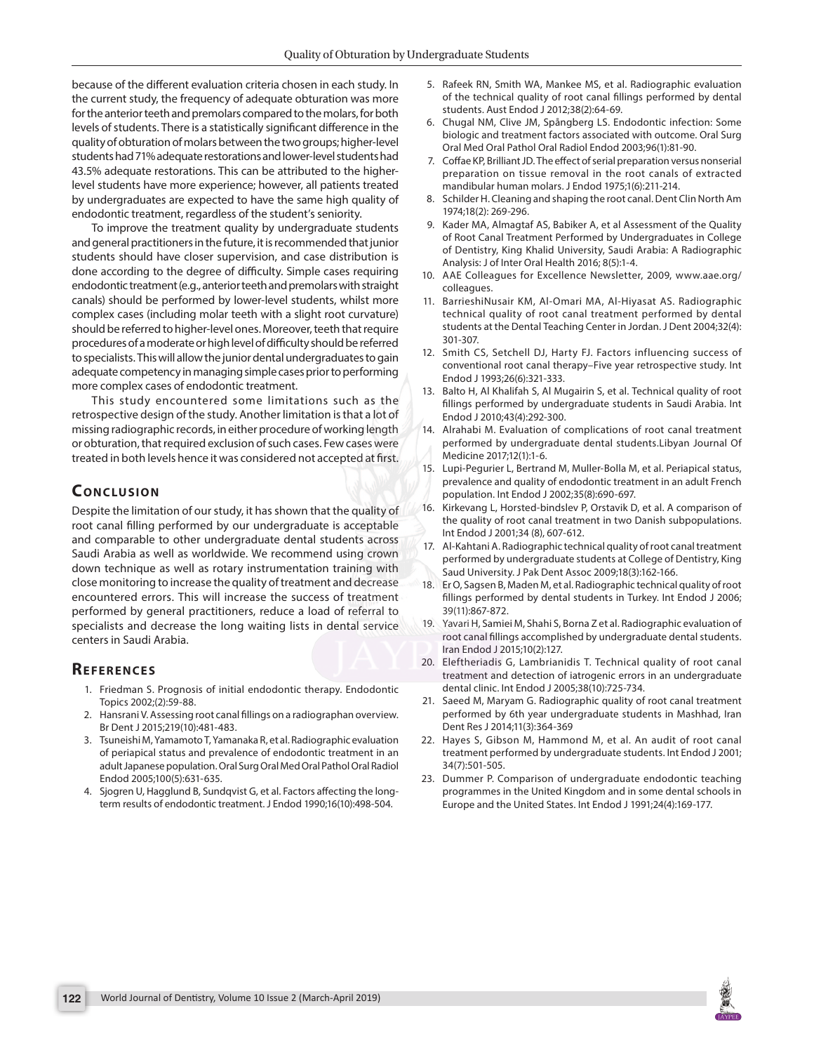because of the different evaluation criteria chosen in each study. In the current study, the frequency of adequate obturation was more for the anterior teeth and premolars compared to the molars, for both levels of students. There is a statistically significant difference in the quality of obturation of molars between the two groups; higher-level students had 71% adequate restorations and lower-level students had 43.5% adequate restorations. This can be attributed to the higher-level students have more experience; however, all patients treated by undergraduates are expected to have the same high quality of endodontic treatment, regardless of the student's seniority.

To improve the treatment quality by undergraduate students and general practitioners in the future, it is recommended that junior students should have closer supervision, and case distribution is done according to the degree of difficulty. Simple cases requiring endodontic treatment (e.g., anterior teeth and premolars with straight canals) should be performed by lower-level students, whilst more complex cases (including molar teeth with a slight root curvature) should be referred to higher-level ones. Moreover, teeth that require procedures of a moderate or high level of difficulty should be referred to specialists. This will allow the junior dental undergraduates to gain adequate competency in managing simple cases prior to performing more complex cases of endodontic treatment.

This study encountered some limitations such as the retrospective design of the study. Another limitation is that a lot of missing radiographic records, in either procedure of working length or obturation, that required exclusion of such cases. Few cases were treated in both levels hence it was considered not accepted at first.

## Conclusion

Despite the limitation of our study, it has shown that the quality of root canal filling performed by our undergraduate is acceptable and comparable to other undergraduate dental students across Saudi Arabia as well as worldwide. We recommend using crown down technique as well as rotary instrumentation training with close monitoring to increase the quality of treatment and decrease encountered errors. This will increase the success of treatment performed by general practitioners, reduce a load of referral to specialists and decrease the long waiting lists in dental service centers in Saudi Arabia.

## References

1. Friedman S. Prognosis of initial endodontic therapy. Endodontic Topics 2002;(2):59-88.
2. Hansrani V. Assessing root canal fillings on a radiographan overview. Br Dent J 2015;219(10):481-483.
3. Tsuneishi M, Yamamoto T, Yamanaka R, et al. Radiographic evaluation of periapical status and prevalence of endodontic treatment in an adult Japanese population. Oral Surg Oral Med Oral Pathol Oral Radiol Endod 2005;100(5):631-635.
4. Sjogren U, Hagglund B, Sundqvist G, et al. Factors affecting the long-term results of endodontic treatment. J Endod 1990;16(10):498-504.
5. Rafeek RN, Smith WA, Mankee MS, et al. Radiographic evaluation of the technical quality of root canal fillings performed by dental students. Aust Endod J 2012;38(2):64-69.
6. Chugal NM, Clive JM, Spångberg LS. Endodontic infection: Some biologic and treatment factors associated with outcome. Oral Surg Oral Med Oral Pathol Oral Radiol Endod 2003;96(1):81-90.
7. Coffae KP, Brilliant JD. The effect of serial preparation versus nonserial preparation on tissue removal in the root canals of extracted mandibular human molars. J Endod 1975;1(6):211-214.
8. Schilder H. Cleaning and shaping the root canal. Dent Clin North Am 1974;18(2): 269-296.
9. Kader MA, Almagtaf AS, Babiker A, et al Assessment of the Quality of Root Canal Treatment Performed by Undergraduates in College of Dentistry, King Khalid University, Saudi Arabia: A Radiographic Analysis: J of Inter Oral Health 2016; 8(5):1-4.
10. AAE Colleagues for Excellence Newsletter, 2009, www.aae.org/colleagues.
11. BarrieshiNusair KM, Al-Omari MA, Al-Hiyasat AS. Radiographic technical quality of root canal treatment performed by dental students at the Dental Teaching Center in Jordan. J Dent 2004;32(4): 301-307.
12. Smith CS, Setchell DJ, Harty FJ. Factors influencing success of conventional root canal therapy–Five year retrospective study. Int Endod J 1993;26(6):321-333.
13. Balto H, Al Khalifah S, Al Mugairin S, et al. Technical quality of root fillings performed by undergraduate students in Saudi Arabia. Int Endod J 2010;43(4):292-300.
14. Alrahabi M. Evaluation of complications of root canal treatment performed by undergraduate dental students.Libyan Journal Of Medicine 2017;12(1):1-6.
15. Lupi-Pegurier L, Bertrand M, Muller-Bolla M, et al. Periapical status, prevalence and quality of endodontic treatment in an adult French population. Int Endod J 2002;35(8):690-697.
16. Kirkevang L, Horsted-bindslev P, Orstavik D, et al. A comparison of the quality of root canal treatment in two Danish subpopulations. Int Endod J 2001;34 (8), 607-612.
17. Al-Kahtani A. Radiographic technical quality of root canal treatment performed by undergraduate students at College of Dentistry, King Saud University. J Pak Dent Assoc 2009;18(3):162-166.
18. Er O, Sagsen B, Maden M, et al. Radiographic technical quality of root fillings performed by dental students in Turkey. Int Endod J 2006; 39(11):867-872.
19. Yavari H, Samiei M, Shahi S, Borna Z et al. Radiographic evaluation of root canal fillings accomplished by undergraduate dental students. Iran Endod J 2015;10(2):127.
20. Eleftheriadis G, Lambrianidis T. Technical quality of root canal treatment and detection of iatrogenic errors in an undergraduate dental clinic. Int Endod J 2005;38(10):725-734.
21. Saeed M, Maryam G. Radiographic quality of root canal treatment performed by 6th year undergraduate students in Mashhad, Iran Dent Res J 2014;11(3):364-369
22. Hayes S, Gibson M, Hammond M, et al. An audit of root canal treatment performed by undergraduate students. Int Endod J 2001; 34(7):501-505.
23. Dummer P. Comparison of undergraduate endodontic teaching programmes in the United Kingdom and in some dental schools in Europe and the United States. Int Endod J 1991;24(4):169-177.